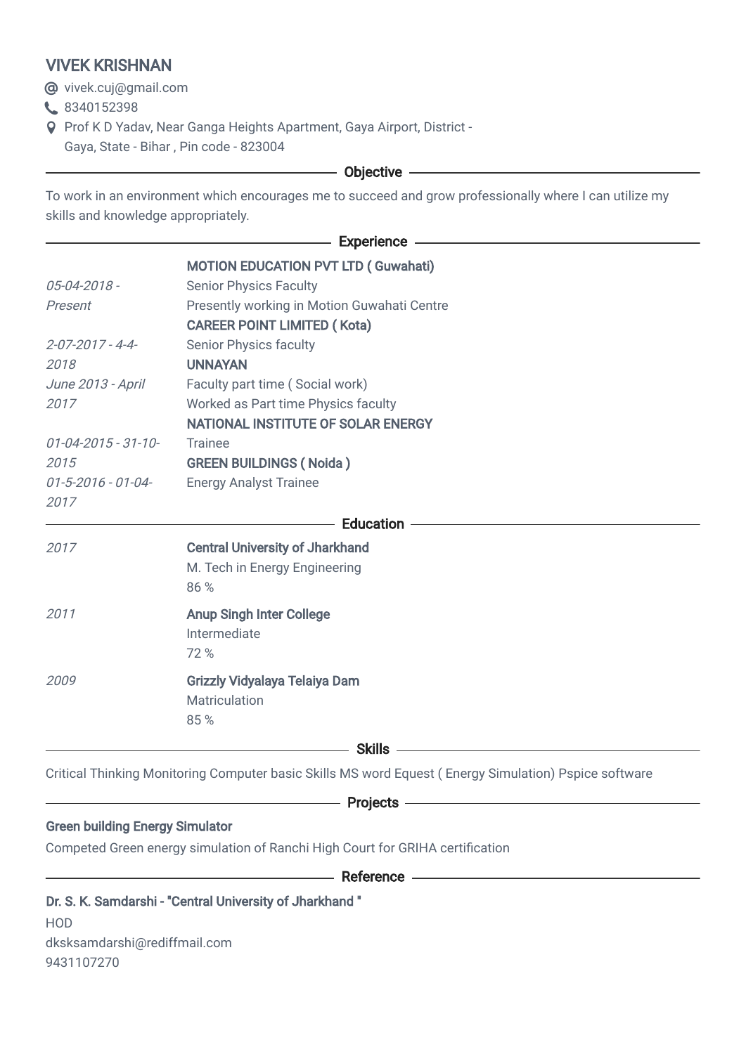# VIVEK KRISHNAN

vivek.cuj@gmail.com
8340152398
Prof K D Yadav, Near Ganga Heights Apartment, Gaya Airport, District - Gaya, State - Bihar , Pin code - 823004

## Objective

To work in an environment which encourages me to succeed and grow professionally where I can utilize my skills and knowledge appropriately.

## Experience

**MOTION EDUCATION PVT LTD ( Guwahati)**
*05-04-2018 - Present*
Senior Physics Faculty
Presently working in Motion Guwahati Centre

**CAREER POINT LIMITED ( Kota)**
*2-07-2017 - 4-4-2018*
Senior Physics faculty

**UNNAYAN**
*June 2013 - April 2017*
Faculty part time ( Social work)
Worked as Part time Physics faculty

**NATIONAL INSTITUTE OF SOLAR ENERGY**
*01-04-2015 - 31-10-2015*
Trainee

**GREEN BUILDINGS ( Noida )**
*01-5-2016 - 01-04-2017*
Energy Analyst Trainee

## Education

*2017*
**Central University of Jharkhand**
M. Tech in Energy Engineering
86 %

*2011*
**Anup Singh Inter College**
Intermediate
72 %

*2009*
**Grizzly Vidyalaya Telaiya Dam**
Matriculation
85 %

## Skills

Critical Thinking Monitoring Computer basic Skills MS word Equest ( Energy Simulation) Pspice software

## Projects

**Green building Energy Simulator**
Competed Green energy simulation of Ranchi High Court for GRIHA certification

## Reference

**Dr. S. K. Samdarshi - "Central University of Jharkhand "**
HOD
dksksamdarshi@rediffmail.com
9431107270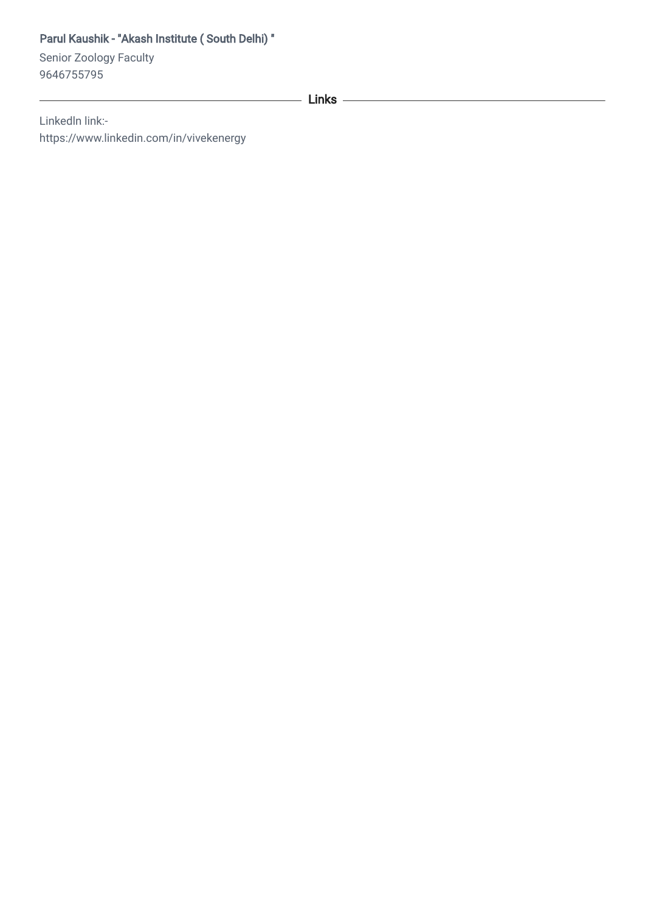**Parul Kaushik - "Akash Institute ( South Delhi) "**

Senior Zoology Faculty
9646755795

## Links

LinkedIn link:-
https://www.linkedin.com/in/vivekenergy